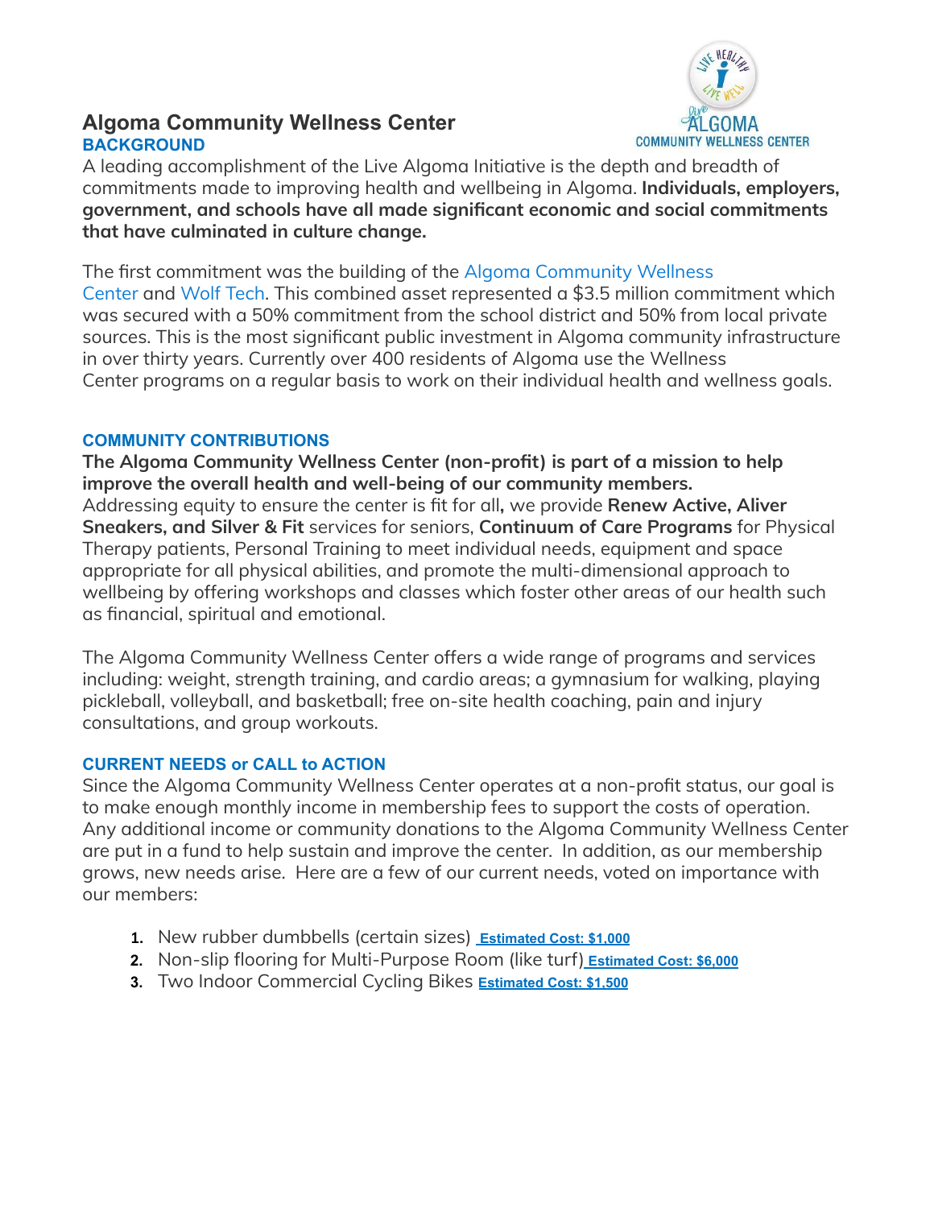# Algoma Community Wellness Center

## BACKGROUND

A leading accomplishment of the Live Algoma Initiative is the depth and breadth of commitments made to improving health and wellbeing in Algoma. **Individuals, employers, government, and schools have all made significant economic and social commitments that have culminated in culture change.**

The first commitment was the building of the Algoma Community Wellness Center and Wolf Tech. This combined asset represented a $3.5 million commitment which was secured with a 50% commitment from the school district and 50% from local private sources. This is the most significant public investment in Algoma community infrastructure in over thirty years. Currently over 400 residents of Algoma use the Wellness Center programs on a regular basis to work on their individual health and wellness goals.

## COMMUNITY CONTRIBUTIONS

**The Algoma Community Wellness Center (non-profit) is part of a mission to help improve the overall health and well-being of our community members.**
Addressing equity to ensure the center is fit for all**,** we provide **Renew Active, Aliver Sneakers, and Silver & Fit** services for seniors, **Continuum of Care Programs** for Physical Therapy patients, Personal Training to meet individual needs, equipment and space appropriate for all physical abilities, and promote the multi-dimensional approach to wellbeing by offering workshops and classes which foster other areas of our health such as financial, spiritual and emotional.

The Algoma Community Wellness Center offers a wide range of programs and services including: weight, strength training, and cardio areas; a gymnasium for walking, playing pickleball, volleyball, and basketball; free on-site health coaching, pain and injury consultations, and group workouts.

## CURRENT NEEDS or CALL to ACTION

Since the Algoma Community Wellness Center operates at a non-profit status, our goal is to make enough monthly income in membership fees to support the costs of operation. Any additional income or community donations to the Algoma Community Wellness Center are put in a fund to help sustain and improve the center. In addition, as our membership grows, new needs arise. Here are a few of our current needs, voted on importance with our members:

1. New rubber dumbbells (certain sizes) **Estimated Cost: $1,000**
2. Non-slip flooring for Multi-Purpose Room (like turf) **Estimated Cost: $6,000**
3. Two Indoor Commercial Cycling Bikes **Estimated Cost: $1,500**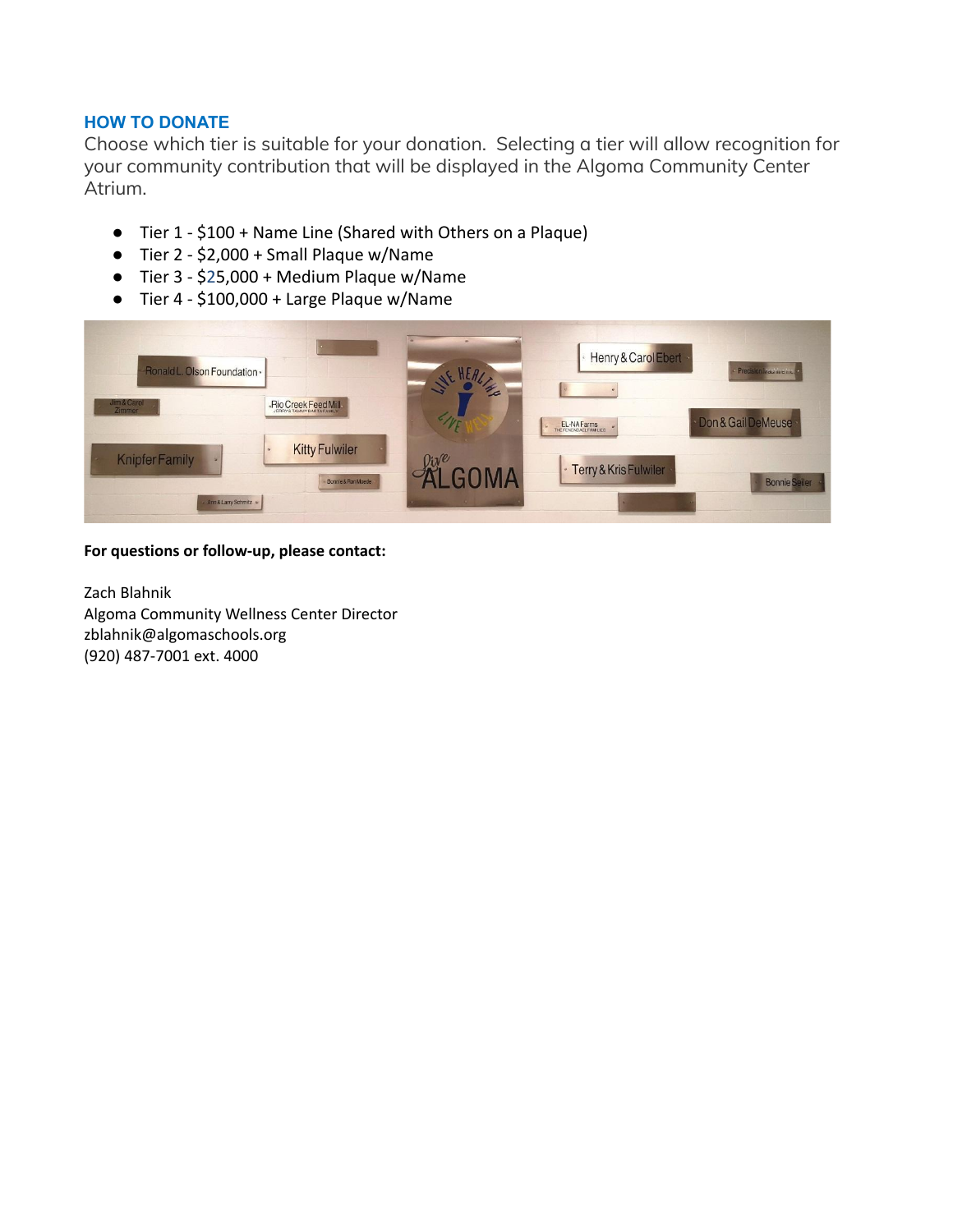## HOW TO DONATE

Choose which tier is suitable for your donation. Selecting a tier will allow recognition for your community contribution that will be displayed in the Algoma Community Center Atrium.

- Tier 1 - $100 + Name Line (Shared with Others on a Plaque)
- Tier 2 - $2,000 + Small Plaque w/Name
- Tier 3 - $25,000 + Medium Plaque w/Name
- Tier 4 - $100,000 + Large Plaque w/Name

**For questions or follow-up, please contact:**

Zach Blahnik
Algoma Community Wellness Center Director
zblahnik@algomaschools.org
(920) 487-7001 ext. 4000